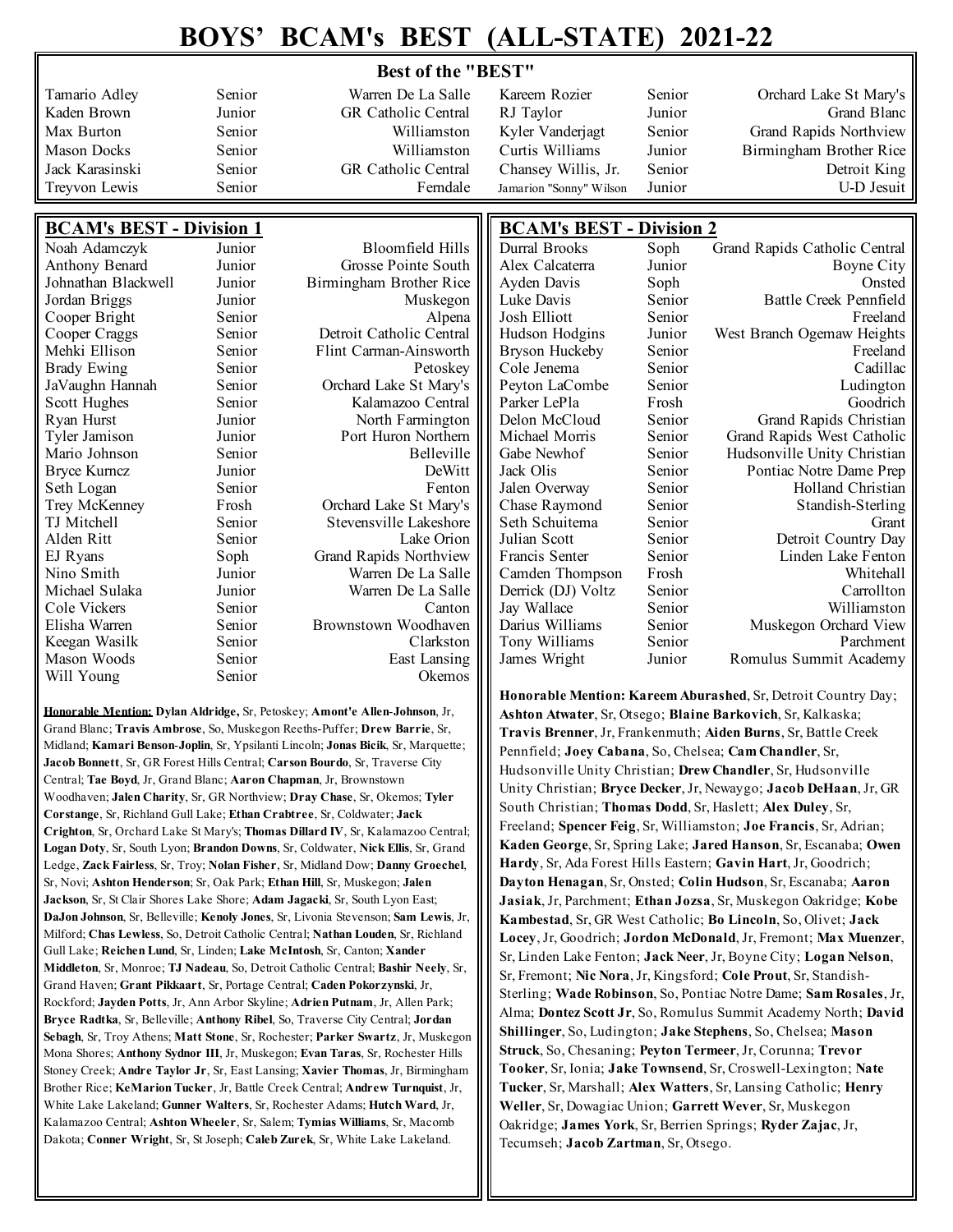# BOYS' BCAM's BEST (ALL-STATE) 2021-22

## Best of the "BEST"

| Name | Class | School |
|---|---|---|
| Tamario Adley | Senior | Warren De La Salle |
| Kaden Brown | Junior | GR Catholic Central |
| Max Burton | Senior | Williamston |
| Mason Docks | Senior | Williamston |
| Jack Karasinski | Senior | GR Catholic Central |
| Treyvon Lewis | Senior | Ferndale |
| Kareem Rozier | Senior | Orchard Lake St Mary's |
| RJ Taylor | Junior | Grand Blanc |
| Kyler Vanderjagt | Senior | Grand Rapids Northview |
| Curtis Williams | Junior | Birmingham Brother Rice |
| Chansey Willis, Jr. | Senior | Detroit King |
| Jamarion "Sonny" Wilson | Junior | U-D Jesuit |

## BCAM's BEST - Division 1

| Name | Class | School |
|---|---|---|
| Noah Adamczyk | Junior | Bloomfield Hills |
| Anthony Benard | Junior | Grosse Pointe South |
| Johnathan Blackwell | Junior | Birmingham Brother Rice |
| Jordan Briggs | Junior | Muskegon |
| Cooper Bright | Senior | Alpena |
| Cooper Craggs | Senior | Detroit Catholic Central |
| Mehki Ellison | Senior | Flint Carman-Ainsworth |
| Brady Ewing | Senior | Petoskey |
| JaVaughn Hannah | Senior | Orchard Lake St Mary's |
| Scott Hughes | Senior | Kalamazoo Central |
| Ryan Hurst | Junior | North Farmington |
| Tyler Jamison | Junior | Port Huron Northern |
| Mario Johnson | Senior | Belleville |
| Bryce Kurncz | Junior | DeWitt |
| Seth Logan | Senior | Fenton |
| Trey McKenney | Frosh | Orchard Lake St Mary's |
| TJ Mitchell | Senior | Stevensville Lakeshore |
| Alden Ritt | Senior | Lake Orion |
| EJ Ryans | Soph | Grand Rapids Northview |
| Nino Smith | Junior | Warren De La Salle |
| Michael Sulaka | Junior | Warren De La Salle |
| Cole Vickers | Senior | Canton |
| Elisha Warren | Senior | Brownstown Woodhaven |
| Keegan Wasilk | Senior | Clarkston |
| Mason Woods | Senior | East Lansing |
| Will Young | Senior | Okemos |

**Honorable Mention:** **Dylan Aldridge,** Sr, Petoskey; **Amont'e Allen-Johnson**, Jr, Grand Blanc; **Travis Ambrose**, So, Muskegon Reeths-Puffer; **Drew Barrie**, Sr, Midland; **Kamari Benson-Joplin**, Sr, Ypsilanti Lincoln; **Jonas Bicik**, Sr, Marquette; **Jacob Bonnett**, Sr, GR Forest Hills Central; **Carson Bourdo**, Sr, Traverse City Central; **Tae Boyd**, Jr, Grand Blanc; **Aaron Chapman**, Jr, Brownstown Woodhaven; **Jalen Charity**, Sr, GR Northview; **Dray Chase**, Sr, Okemos; **Tyler Corstange**, Sr, Richland Gull Lake; **Ethan Crabtree**, Sr, Coldwater; **Jack Crighton**, Sr, Orchard Lake St Mary's; **Thomas Dillard IV**, Sr, Kalamazoo Central; **Logan Doty**, Sr, South Lyon; **Brandon Downs**, Sr, Coldwater, **Nick Ellis**, Sr, Grand Ledge, **Zack Fairless**, Sr, Troy; **Nolan Fisher**, Sr, Midland Dow; **Danny Groechel**, Sr, Novi; **Ashton Henderson**; Sr, Oak Park; **Ethan Hill**, Sr, Muskegon; **Jalen Jackson**, Sr, St Clair Shores Lake Shore; **Adam Jagacki**, Sr, South Lyon East; **DaJon Johnson**, Sr, Belleville; **Kenoly Jones**, Sr, Livonia Stevenson; **Sam Lewis**, Jr, Milford; **Chas Lewless**, So, Detroit Catholic Central; **Nathan Louden**, Sr, Richland Gull Lake; **Reichen Lund**, Sr, Linden; **Lake McIntosh**, Sr, Canton; **Xander Middleton**, Sr, Monroe; **TJ Nadeau**, So, Detroit Catholic Central; **Bashir Neely**, Sr, Grand Haven; **Grant Pikkaart**, Sr, Portage Central; **Caden Pokorzynski**, Jr, Rockford; **Jayden Potts**, Jr, Ann Arbor Skyline; **Adrien Putnam**, Jr, Allen Park; **Bryce Radtka**, Sr, Belleville; **Anthony Ribel**, So, Traverse City Central; **Jordan Sebagh**, Sr, Troy Athens; **Matt Stone**, Sr, Rochester; **Parker Swartz**, Jr, Muskegon Mona Shores; **Anthony Sydnor III**, Jr, Muskegon; **Evan Taras**, Sr, Rochester Hills Stoney Creek; **Andre Taylor Jr**, Sr, East Lansing; **Xavier Thomas**, Jr, Birmingham Brother Rice; **KeMarion Tucker**, Jr, Battle Creek Central; **Andrew Turnquist**, Jr, White Lake Lakeland; **Gunner Walters**, Sr, Rochester Adams; **Hutch Ward**, Jr, Kalamazoo Central; **Ashton Wheeler**, Sr, Salem; **Tymias Williams**, Sr, Macomb Dakota; **Conner Wright**, Sr, St Joseph; **Caleb Zurek**, Sr, White Lake Lakeland.

## BCAM's BEST - Division 2

| Name | Class | School |
|---|---|---|
| Durral Brooks | Soph | Grand Rapids Catholic Central |
| Alex Calcaterra | Junior | Boyne City |
| Ayden Davis | Soph | Onsted |
| Luke Davis | Senior | Battle Creek Pennfield |
| Josh Elliott | Senior | Freeland |
| Hudson Hodgins | Junior | West Branch Ogemaw Heights |
| Bryson Huckeby | Senior | Freeland |
| Cole Jenema | Senior | Cadillac |
| Peyton LaCombe | Senior | Ludington |
| Parker LePla | Frosh | Goodrich |
| Delon McCloud | Senior | Grand Rapids Christian |
| Michael Morris | Senior | Grand Rapids West Catholic |
| Gabe Newhof | Senior | Hudsonville Unity Christian |
| Jack Olis | Senior | Pontiac Notre Dame Prep |
| Jalen Overway | Senior | Holland Christian |
| Chase Raymond | Senior | Standish-Sterling |
| Seth Schuitema | Senior | Grant |
| Julian Scott | Senior | Detroit Country Day |
| Francis Senter | Senior | Linden Lake Fenton |
| Camden Thompson | Frosh | Whitehall |
| Derrick (DJ) Voltz | Senior | Carrollton |
| Jay Wallace | Senior | Williamston |
| Darius Williams | Senior | Muskegon Orchard View |
| Tony Williams | Senior | Parchment |
| James Wright | Junior | Romulus Summit Academy |

**Honorable Mention: Kareem Aburashed**, Sr, Detroit Country Day; **Ashton Atwater**, Sr, Otsego; **Blaine Barkovich**, Sr, Kalkaska; **Travis Brenner**, Jr, Frankenmuth; **Aiden Burns**, Sr, Battle Creek Pennfield; **Joey Cabana**, So, Chelsea; **Cam Chandler**, Sr, Hudsonville Unity Christian; **Drew Chandler**, Sr, Hudsonville Unity Christian; **Bryce Decker**, Jr, Newaygo; **Jacob DeHaan**, Jr, GR South Christian; **Thomas Dodd**, Sr, Haslett; **Alex Duley**, Sr, Freeland; **Spencer Feig**, Sr, Williamston; **Joe Francis**, Sr, Adrian; **Kaden George**, Sr, Spring Lake; **Jared Hanson**, Sr, Escanaba; **Owen Hardy**, Sr, Ada Forest Hills Eastern; **Gavin Hart**, Jr, Goodrich; **Dayton Henagan**, Sr, Onsted; **Colin Hudson**, Sr, Escanaba; **Aaron Jasiak**, Jr, Parchment; **Ethan Jozsa**, Sr, Muskegon Oakridge; **Kobe Kambestad**, Sr, GR West Catholic; **Bo Lincoln**, So, Olivet; **Jack Locey**, Jr, Goodrich; **Jordon McDonald**, Jr, Fremont; **Max Muenzer**, Sr, Linden Lake Fenton; **Jack Neer**, Jr, Boyne City; **Logan Nelson**, Sr, Fremont; **Nic Nora**, Jr, Kingsford; **Cole Prout**, Sr, Standish-Sterling; **Wade Robinson**, So, Pontiac Notre Dame; **Sam Rosales**, Jr, Alma; **Dontez Scott Jr**, So, Romulus Summit Academy North; **David Shillinger**, So, Ludington; **Jake Stephens**, So, Chelsea; **Mason Struck**, So, Chesaning; **Peyton Termeer**, Jr, Corunna; **Trevor Tooker**, Sr, Ionia; **Jake Townsend**, Sr, Croswell-Lexington; **Nate Tucker**, Sr, Marshall; **Alex Watters**, Sr, Lansing Catholic; **Henry Weller**, Sr, Dowagiac Union; **Garrett Wever**, Sr, Muskegon Oakridge; **James York**, Sr, Berrien Springs; **Ryder Zajac**, Jr, Tecumseh; **Jacob Zartman**, Sr, Otsego.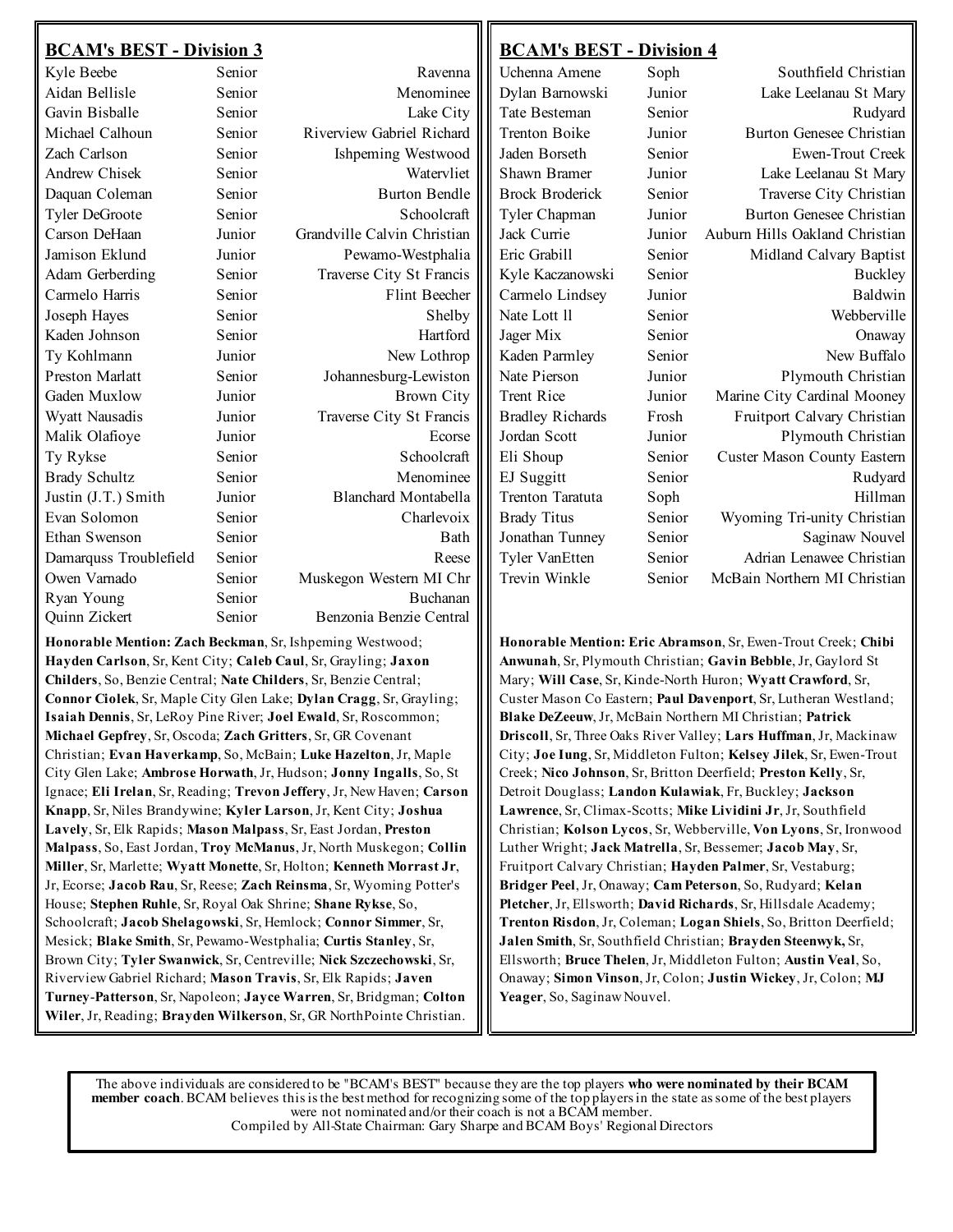## BCAM's BEST - Division 3

| | | |
|---|---|---|
| Kyle Beebe | Senior | Ravenna |
| Aidan Bellisle | Senior | Menominee |
| Gavin Bisballe | Senior | Lake City |
| Michael Calhoun | Senior | Riverview Gabriel Richard |
| Zach Carlson | Senior | Ishpeming Westwood |
| Andrew Chisek | Senior | Watervliet |
| Daquan Coleman | Senior | Burton Bendle |
| Tyler DeGroote | Senior | Schoolcraft |
| Carson DeHaan | Junior | Grandville Calvin Christian |
| Jamison Eklund | Junior | Pewamo-Westphalia |
| Adam Gerberding | Senior | Traverse City St Francis |
| Carmelo Harris | Senior | Flint Beecher |
| Joseph Hayes | Senior | Shelby |
| Kaden Johnson | Senior | Hartford |
| Ty Kohlmann | Junior | New Lothrop |
| Preston Marlatt | Senior | Johannesburg-Lewiston |
| Gaden Muxlow | Junior | Brown City |
| Wyatt Nausadis | Junior | Traverse City St Francis |
| Malik Olafioye | Junior | Ecorse |
| Ty Rykse | Senior | Schoolcraft |
| Brady Schultz | Senior | Menominee |
| Justin (J.T.) Smith | Junior | Blanchard Montabella |
| Evan Solomon | Senior | Charlevoix |
| Ethan Swenson | Senior | Bath |
| Damarquss Troublefield | Senior | Reese |
| Owen Varnado | Senior | Muskegon Western MI Chr |
| Ryan Young | Senior | Buchanan |
| Quinn Zickert | Senior | Benzonia Benzie Central |

**Honorable Mention: Zach Beckman**, Sr, Ishpeming Westwood; **Hayden Carlson**, Sr, Kent City; **Caleb Caul**, Sr, Grayling; **Jaxon Childers**, So, Benzie Central; **Nate Childers**, Sr, Benzie Central; **Connor Ciolek**, Sr, Maple City Glen Lake; **Dylan Cragg**, Sr, Grayling; **Isaiah Dennis**, Sr, LeRoy Pine River; **Joel Ewald**, Sr, Roscommon; **Michael Gepfrey**, Sr, Oscoda; **Zach Gritters**, Sr, GR Covenant Christian; **Evan Haverkamp**, So, McBain; **Luke Hazelton**, Jr, Maple City Glen Lake; **Ambrose Horwath**, Jr, Hudson; **Jonny Ingalls**, So, St Ignace; **Eli Irelan**, Sr, Reading; **Trevon Jeffery**, Jr, New Haven; **Carson Knapp**, Sr, Niles Brandywine; **Kyler Larson**, Jr, Kent City; **Joshua Lavely**, Sr, Elk Rapids; **Mason Malpass**, Sr, East Jordan, **Preston Malpass**, So, East Jordan, **Troy McManus**, Jr, North Muskegon; **Collin Miller**, Sr, Marlette; **Wyatt Monette**, Sr, Holton; **Kenneth Morrast Jr**, Jr, Ecorse; **Jacob Rau**, Sr, Reese; **Zach Reinsma**, Sr, Wyoming Potter's House; **Stephen Ruhle**, Sr, Royal Oak Shrine; **Shane Rykse**, So, Schoolcraft; **Jacob Shelagowski**, Sr, Hemlock; **Connor Simmer**, Sr, Mesick; **Blake Smith**, Sr, Pewamo-Westphalia; **Curtis Stanley**, Sr, Brown City; **Tyler Swanwick**, Sr, Centreville; **Nick Szczechowski**, Sr, Riverview Gabriel Richard; **Mason Travis**, Sr, Elk Rapids; **Javen Turney-Patterson**, Sr, Napoleon; **Jayce Warren**, Sr, Bridgman; **Colton Wiler**, Jr, Reading; **Brayden Wilkerson**, Sr, GR NorthPointe Christian.

## BCAM's BEST - Division 4

| | | |
|---|---|---|
| Uchenna Amene | Soph | Southfield Christian |
| Dylan Barnowski | Junior | Lake Leelanau St Mary |
| Tate Besteman | Senior | Rudyard |
| Trenton Boike | Junior | Burton Genesee Christian |
| Jaden Borseth | Senior | Ewen-Trout Creek |
| Shawn Bramer | Junior | Lake Leelanau St Mary |
| Brock Broderick | Senior | Traverse City Christian |
| Tyler Chapman | Junior | Burton Genesee Christian |
| Jack Currie | Junior | Auburn Hills Oakland Christian |
| Eric Grabill | Senior | Midland Calvary Baptist |
| Kyle Kaczanowski | Senior | Buckley |
| Carmelo Lindsey | Junior | Baldwin |
| Nate Lott ll | Senior | Webberville |
| Jager Mix | Senior | Onaway |
| Kaden Parmley | Senior | New Buffalo |
| Nate Pierson | Junior | Plymouth Christian |
| Trent Rice | Junior | Marine City Cardinal Mooney |
| Bradley Richards | Frosh | Fruitport Calvary Christian |
| Jordan Scott | Junior | Plymouth Christian |
| Eli Shoup | Senior | Custer Mason County Eastern |
| EJ Suggitt | Senior | Rudyard |
| Trenton Taratuta | Soph | Hillman |
| Brady Titus | Senior | Wyoming Tri-unity Christian |
| Jonathan Tunney | Senior | Saginaw Nouvel |
| Tyler VanEtten | Senior | Adrian Lenawee Christian |
| Trevin Winkle | Senior | McBain Northern MI Christian |

**Honorable Mention: Eric Abramson**, Sr, Ewen-Trout Creek; **Chibi Anwunah**, Sr, Plymouth Christian; **Gavin Bebble**, Jr, Gaylord St Mary; **Will Case**, Sr, Kinde-North Huron; **Wyatt Crawford**, Sr, Custer Mason Co Eastern; **Paul Davenport**, Sr, Lutheran Westland; **Blake DeZeeuw**, Jr, McBain Northern MI Christian; **Patrick Driscoll**, Sr, Three Oaks River Valley; **Lars Huffman**, Jr, Mackinaw City; **Joe Iung**, Sr, Middleton Fulton; **Kelsey Jilek**, Sr, Ewen-Trout Creek; **Nico Johnson**, Sr, Britton Deerfield; **Preston Kelly**, Sr, Detroit Douglass; **Landon Kulawiak**, Fr, Buckley; **Jackson Lawrence**, Sr, Climax-Scotts; **Mike Lividini Jr**, Jr, Southfield Christian; **Kolson Lycos**, Sr, Webberville, **Von Lyons**, Sr, Ironwood Luther Wright; **Jack Matrella**, Sr, Bessemer; **Jacob May**, Sr, Fruitport Calvary Christian; **Hayden Palmer**, Sr, Vestaburg; **Bridger Peel**, Jr, Onaway; **Cam Peterson**, So, Rudyard; **Kelan Pletcher**, Jr, Ellsworth; **David Richards**, Sr, Hillsdale Academy; **Trenton Risdon**, Jr, Coleman; **Logan Shiels**, So, Britton Deerfield; **Jalen Smith**, Sr, Southfield Christian; **Brayden Steenwyk,** Sr, Ellsworth; **Bruce Thelen**, Jr, Middleton Fulton; **Austin Veal**, So, Onaway; **Simon Vinson**, Jr, Colon; **Justin Wickey**, Jr, Colon; **MJ Yeager**, So, Saginaw Nouvel.

The above individuals are considered to be "BCAM's BEST" because they are the top players **who were nominated by their BCAM member coach**. BCAM believes this is the best method for recognizing some of the top players in the state as some of the best players were not nominated and/or their coach is not a BCAM member.
Compiled by All-State Chairman: Gary Sharpe and BCAM Boys' Regional Directors